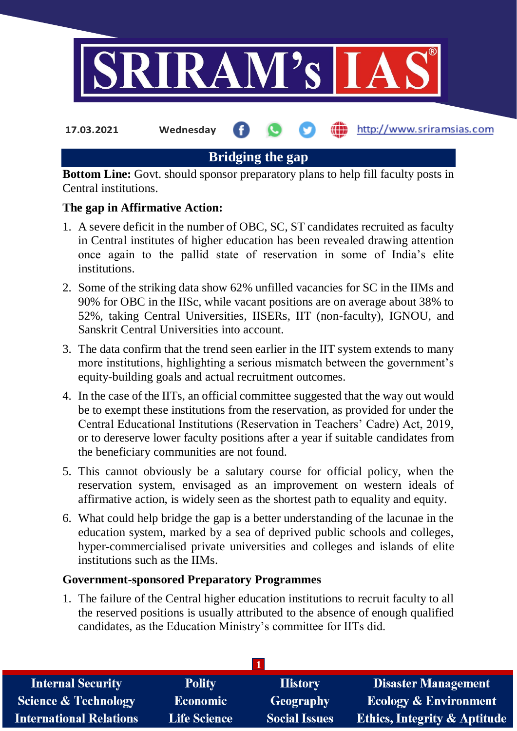17.03.2021 Wednesday http://www.sriramsias.com

# Bridging the gap

**Bottom Line:** Govt. should sponsor preparatory plans to help fill faculty posts in Central institutions.

**The gap in Affirmative Action:**

1. A severe deficit in the number of OBC, SC, ST candidates recruited as faculty in Central institutes of higher education has been revealed drawing attention once again to the pallid state of reservation in some of India's elite institutions.
2. Some of the striking data show 62% unfilled vacancies for SC in the IIMs and 90% for OBC in the IISc, while vacant positions are on average about 38% to 52%, taking Central Universities, IISERs, IIT (non-faculty), IGNOU, and Sanskrit Central Universities into account.
3. The data confirm that the trend seen earlier in the IIT system extends to many more institutions, highlighting a serious mismatch between the government's equity-building goals and actual recruitment outcomes.
4. In the case of the IITs, an official committee suggested that the way out would be to exempt these institutions from the reservation, as provided for under the Central Educational Institutions (Reservation in Teachers' Cadre) Act, 2019, or to dereserve lower faculty positions after a year if suitable candidates from the beneficiary communities are not found.
5. This cannot obviously be a salutary course for official policy, when the reservation system, envisaged as an improvement on western ideals of affirmative action, is widely seen as the shortest path to equality and equity.
6. What could help bridge the gap is a better understanding of the lacunae in the education system, marked by a sea of deprived public schools and colleges, hyper-commercialised private universities and colleges and islands of elite institutions such as the IIMs.

**Government-sponsored Preparatory Programmes**

1. The failure of the Central higher education institutions to recruit faculty to all the reserved positions is usually attributed to the absence of enough qualified candidates, as the Education Ministry's committee for IITs did.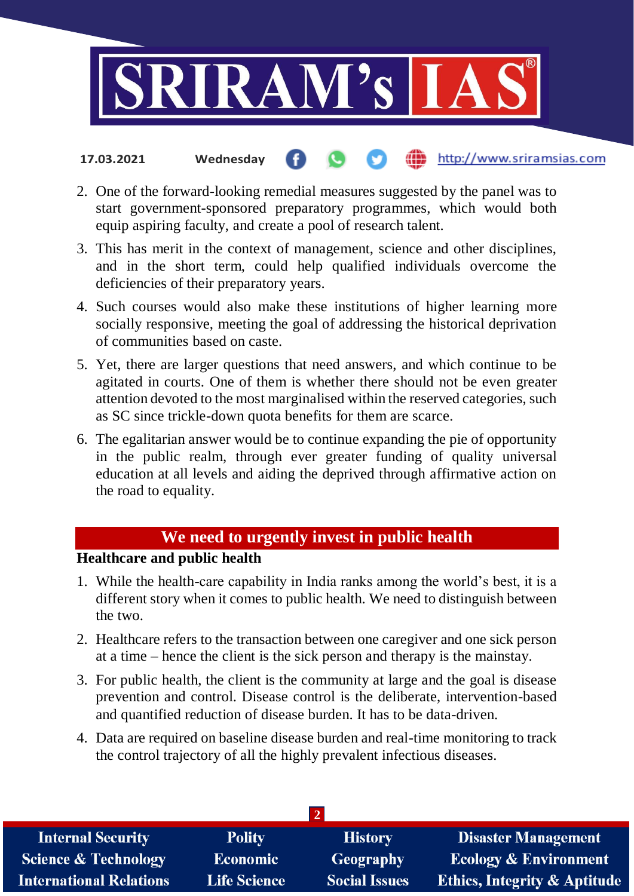2. One of the forward-looking remedial measures suggested by the panel was to start government-sponsored preparatory programmes, which would both equip aspiring faculty, and create a pool of research talent.
3. This has merit in the context of management, science and other disciplines, and in the short term, could help qualified individuals overcome the deficiencies of their preparatory years.
4. Such courses would also make these institutions of higher learning more socially responsive, meeting the goal of addressing the historical deprivation of communities based on caste.
5. Yet, there are larger questions that need answers, and which continue to be agitated in courts. One of them is whether there should not be even greater attention devoted to the most marginalised within the reserved categories, such as SC since trickle-down quota benefits for them are scarce.
6. The egalitarian answer would be to continue expanding the pie of opportunity in the public realm, through ever greater funding of quality universal education at all levels and aiding the deprived through affirmative action on the road to equality.

## We need to urgently invest in public health

**Healthcare and public health**

1. While the health-care capability in India ranks among the world's best, it is a different story when it comes to public health. We need to distinguish between the two.
2. Healthcare refers to the transaction between one caregiver and one sick person at a time – hence the client is the sick person and therapy is the mainstay.
3. For public health, the client is the community at large and the goal is disease prevention and control. Disease control is the deliberate, intervention-based and quantified reduction of disease burden. It has to be data-driven.
4. Data are required on baseline disease burden and real-time monitoring to track the control trajectory of all the highly prevalent infectious diseases.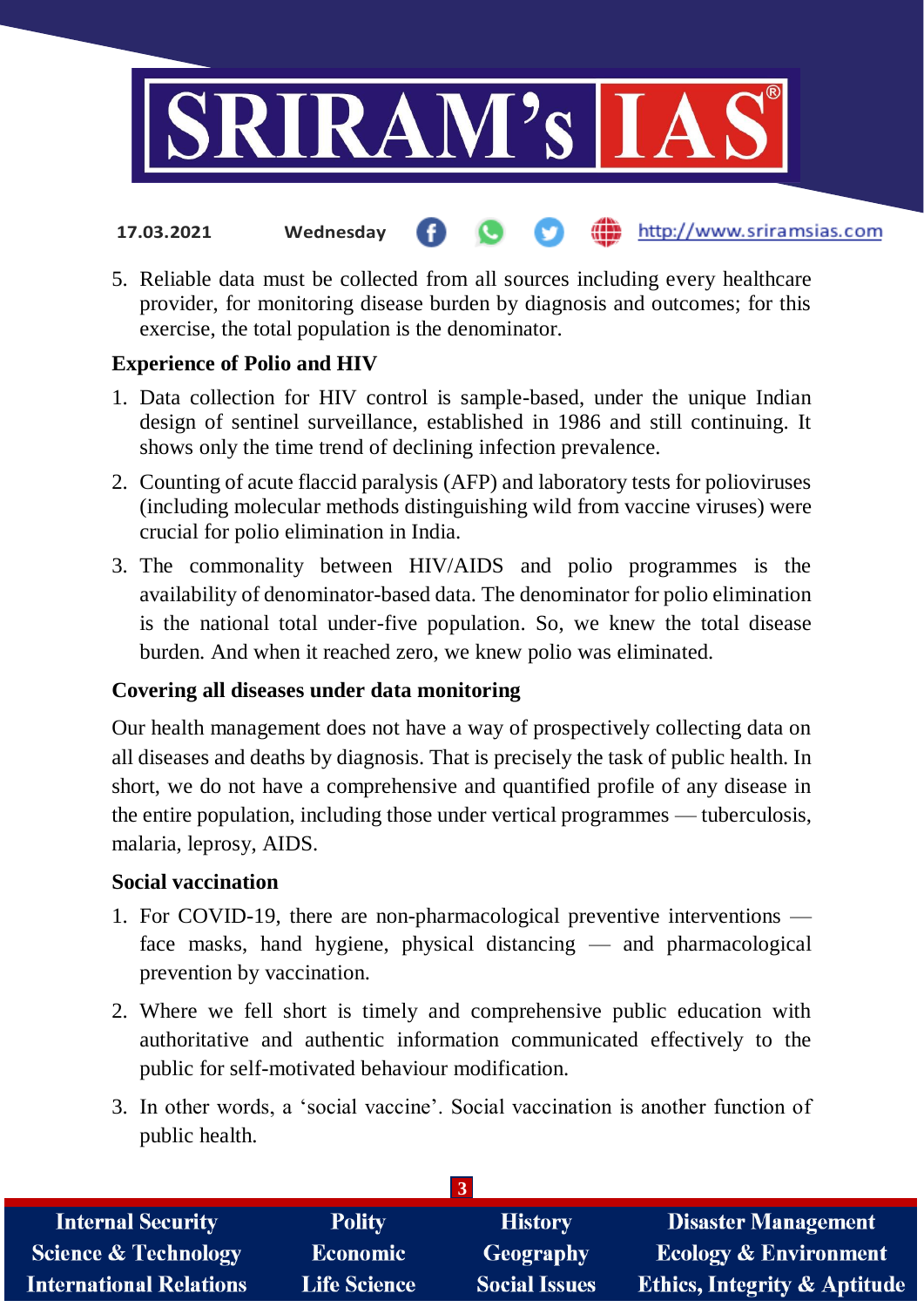5. Reliable data must be collected from all sources including every healthcare provider, for monitoring disease burden by diagnosis and outcomes; for this exercise, the total population is the denominator.

### Experience of Polio and HIV

1. Data collection for HIV control is sample-based, under the unique Indian design of sentinel surveillance, established in 1986 and still continuing. It shows only the time trend of declining infection prevalence.
2. Counting of acute flaccid paralysis (AFP) and laboratory tests for polioviruses (including molecular methods distinguishing wild from vaccine viruses) were crucial for polio elimination in India.
3. The commonality between HIV/AIDS and polio programmes is the availability of denominator-based data. The denominator for polio elimination is the national total under-five population. So, we knew the total disease burden. And when it reached zero, we knew polio was eliminated.

### Covering all diseases under data monitoring

Our health management does not have a way of prospectively collecting data on all diseases and deaths by diagnosis. That is precisely the task of public health. In short, we do not have a comprehensive and quantified profile of any disease in the entire population, including those under vertical programmes — tuberculosis, malaria, leprosy, AIDS.

### Social vaccination

1. For COVID-19, there are non-pharmacological preventive interventions — face masks, hand hygiene, physical distancing — and pharmacological prevention by vaccination.
2. Where we fell short is timely and comprehensive public education with authoritative and authentic information communicated effectively to the public for self-motivated behaviour modification.
3. In other words, a 'social vaccine'. Social vaccination is another function of public health.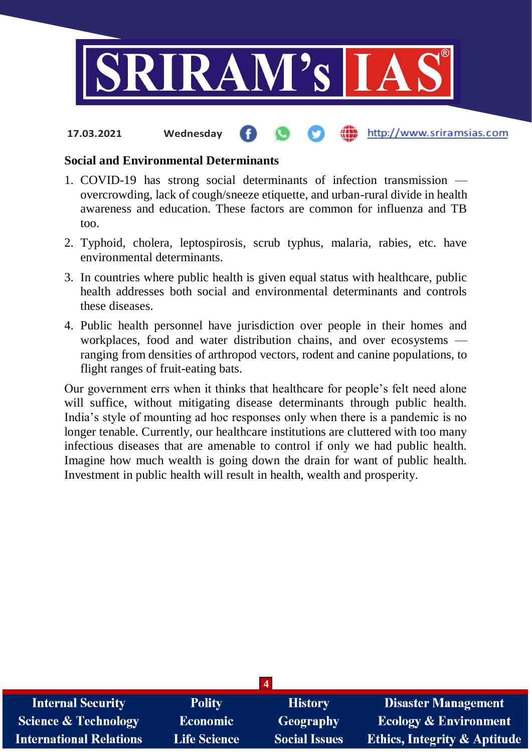**Social and Environmental Determinants**

1. COVID-19 has strong social determinants of infection transmission — overcrowding, lack of cough/sneeze etiquette, and urban-rural divide in health awareness and education. These factors are common for influenza and TB too.
2. Typhoid, cholera, leptospirosis, scrub typhus, malaria, rabies, etc. have environmental determinants.
3. In countries where public health is given equal status with healthcare, public health addresses both social and environmental determinants and controls these diseases.
4. Public health personnel have jurisdiction over people in their homes and workplaces, food and water distribution chains, and over ecosystems — ranging from densities of arthropod vectors, rodent and canine populations, to flight ranges of fruit-eating bats.

Our government errs when it thinks that healthcare for people's felt need alone will suffice, without mitigating disease determinants through public health. India's style of mounting ad hoc responses only when there is a pandemic is no longer tenable. Currently, our healthcare institutions are cluttered with too many infectious diseases that are amenable to control if only we had public health. Imagine how much wealth is going down the drain for want of public health. Investment in public health will result in health, wealth and prosperity.